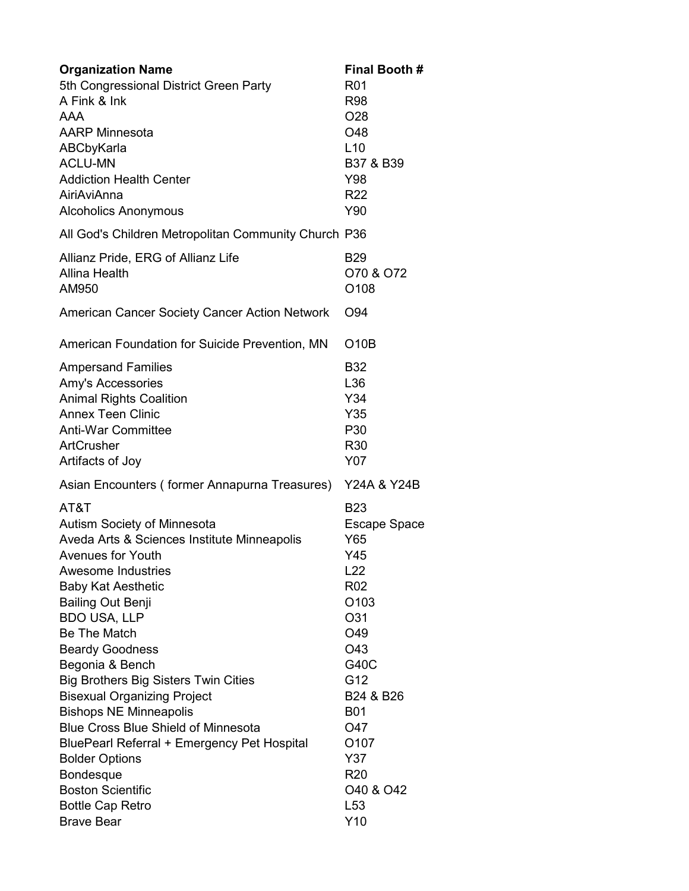| Organization Name | Final Booth # |
|---|---|
| 5th Congressional District Green Party | R01 |
| A Fink & Ink | R98 |
| AAA | O28 |
| AARP Minnesota | O48 |
| ABCbyKarla | L10 |
| ACLU-MN | B37 & B39 |
| Addiction Health Center | Y98 |
| AiriAviAnna | R22 |
| Alcoholics Anonymous | Y90 |
| All God's Children Metropolitan Community Church | P36 |
| Allianz Pride, ERG of Allianz Life | B29 |
| Allina Health | O70 & O72 |
| AM950 | O108 |
| American Cancer Society Cancer Action Network | O94 |
| American Foundation for Suicide Prevention, MN | O10B |
| Ampersand Families | B32 |
| Amy's Accessories | L36 |
| Animal Rights Coalition | Y34 |
| Annex Teen Clinic | Y35 |
| Anti-War Committee | P30 |
| ArtCrusher | R30 |
| Artifacts of Joy | Y07 |
| Asian Encounters ( former Annapurna Treasures) | Y24A & Y24B |
| AT&T | B23 |
| Autism Society of Minnesota | Escape Space |
| Aveda Arts & Sciences Institute Minneapolis | Y65 |
| Avenues for Youth | Y45 |
| Awesome Industries | L22 |
| Baby Kat Aesthetic | R02 |
| Bailing Out Benji | O103 |
| BDO USA, LLP | O31 |
| Be The Match | O49 |
| Beardy Goodness | O43 |
| Begonia & Bench | G40C |
| Big Brothers Big Sisters Twin Cities | G12 |
| Bisexual Organizing Project | B24 & B26 |
| Bishops NE Minneapolis | B01 |
| Blue Cross Blue Shield of Minnesota | O47 |
| BluePearl Referral + Emergency Pet Hospital | O107 |
| Bolder Options | Y37 |
| Bondesque | R20 |
| Boston Scientific | O40 & O42 |
| Bottle Cap Retro | L53 |
| Brave Bear | Y10 |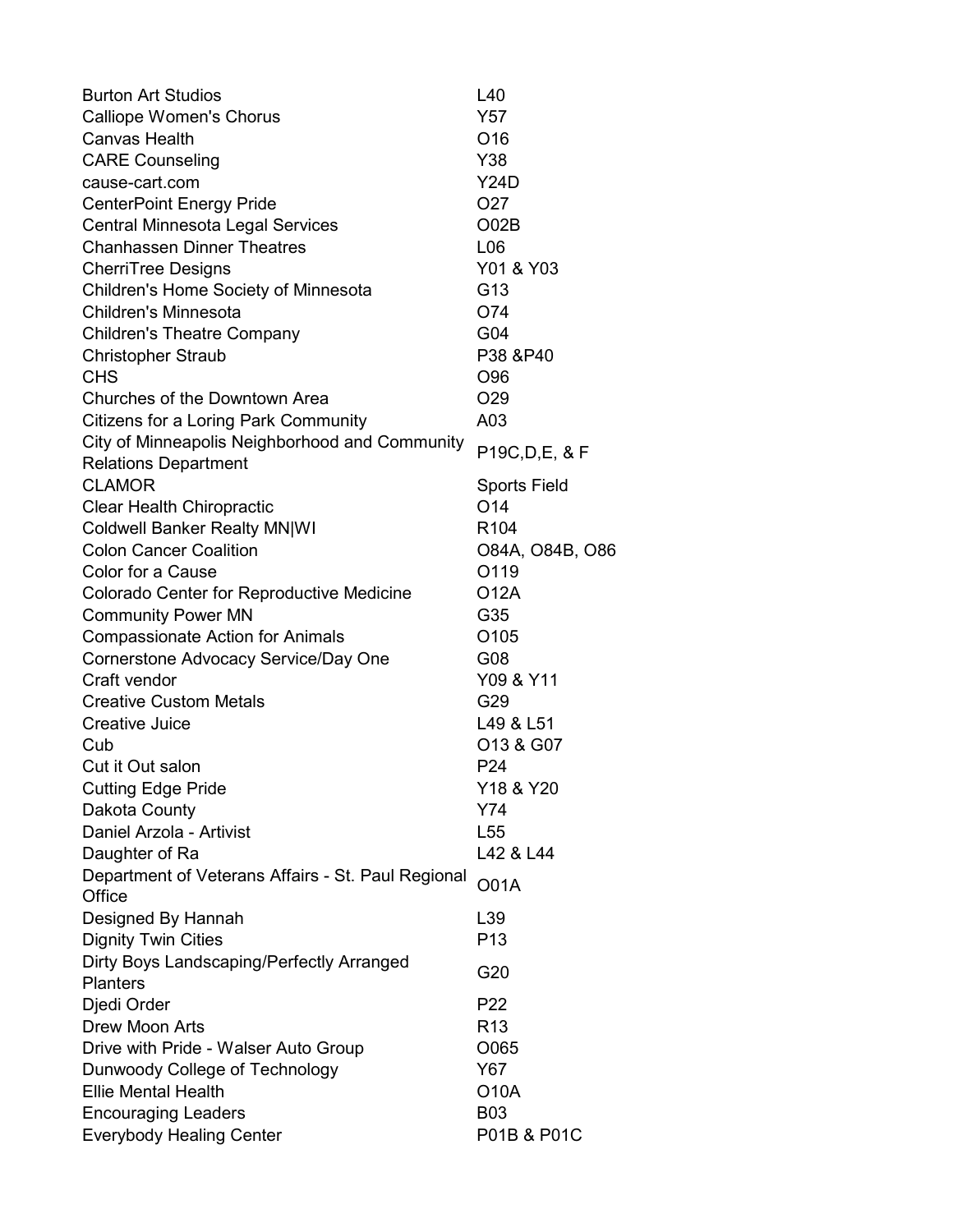| | |
|---|---|
| Burton Art Studios | L40 |
| Calliope Women's Chorus | Y57 |
| Canvas Health | O16 |
| CARE Counseling | Y38 |
| cause-cart.com | Y24D |
| CenterPoint Energy Pride | O27 |
| Central Minnesota Legal Services | O02B |
| Chanhassen Dinner Theatres | L06 |
| CherriTree Designs | Y01 & Y03 |
| Children's Home Society of Minnesota | G13 |
| Children's Minnesota | O74 |
| Children's Theatre Company | G04 |
| Christopher Straub | P38 &P40 |
| CHS | O96 |
| Churches of the Downtown Area | O29 |
| Citizens for a Loring Park Community | A03 |
| City of Minneapolis Neighborhood and Community Relations Department | P19C,D,E, & F |
| CLAMOR | Sports Field |
| Clear Health Chiropractic | O14 |
| Coldwell Banker Realty MN\|WI | R104 |
| Colon Cancer Coalition | O84A, O84B, O86 |
| Color for a Cause | O119 |
| Colorado Center for Reproductive Medicine | O12A |
| Community Power MN | G35 |
| Compassionate Action for Animals | O105 |
| Cornerstone Advocacy Service/Day One | G08 |
| Craft vendor | Y09 & Y11 |
| Creative Custom Metals | G29 |
| Creative Juice | L49 & L51 |
| Cub | O13 & G07 |
| Cut it Out salon | P24 |
| Cutting Edge Pride | Y18 & Y20 |
| Dakota County | Y74 |
| Daniel Arzola - Artivist | L55 |
| Daughter of Ra | L42 & L44 |
| Department of Veterans Affairs - St. Paul Regional Office | O01A |
| Designed By Hannah | L39 |
| Dignity Twin Cities | P13 |
| Dirty Boys Landscaping/Perfectly Arranged Planters | G20 |
| Djedi Order | P22 |
| Drew Moon Arts | R13 |
| Drive with Pride - Walser Auto Group | O065 |
| Dunwoody College of Technology | Y67 |
| Ellie Mental Health | O10A |
| Encouraging Leaders | B03 |
| Everybody Healing Center | P01B & P01C |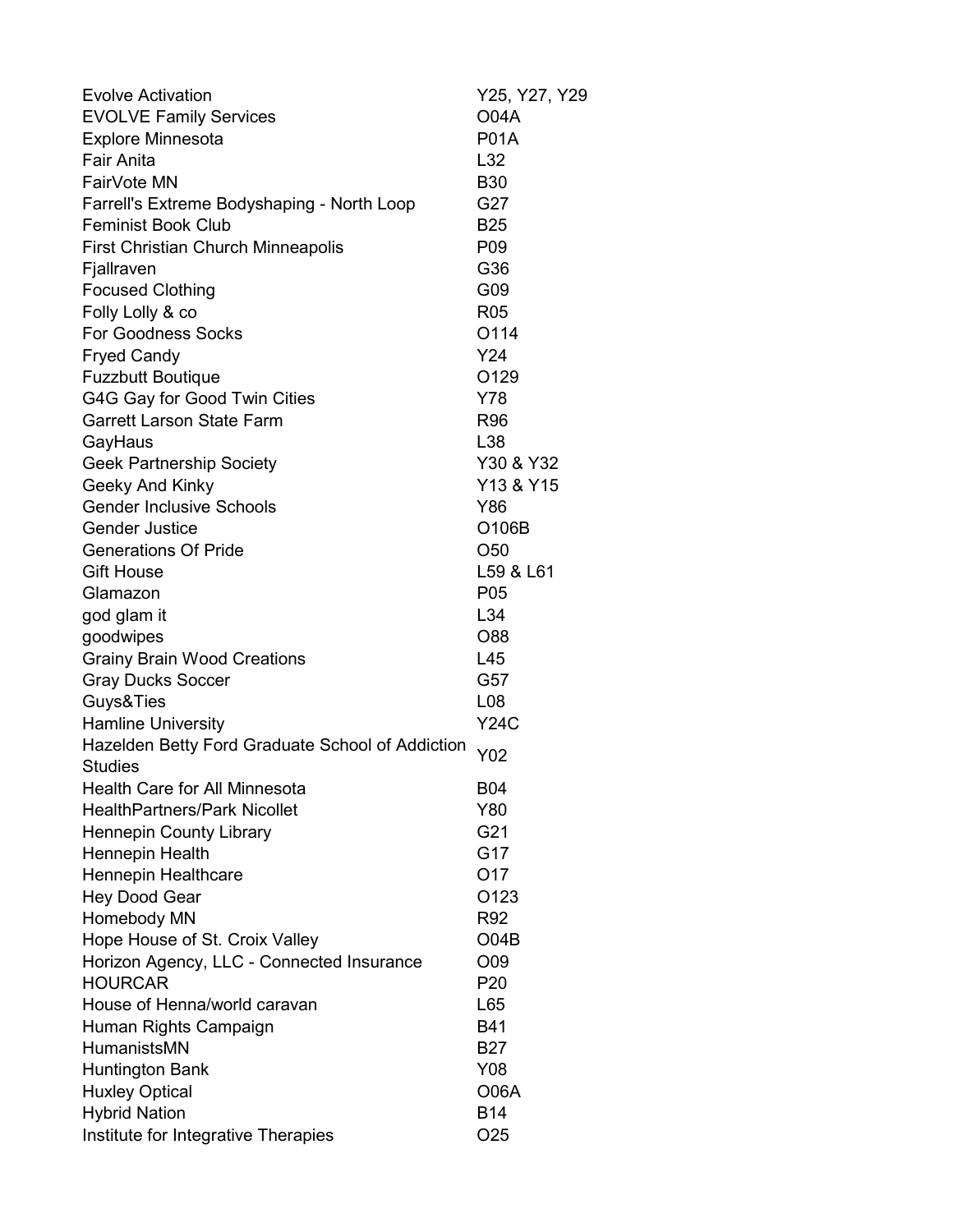| | |
|---|---|
| Evolve Activation | Y25, Y27, Y29 |
| EVOLVE Family Services | O04A |
| Explore Minnesota | P01A |
| Fair Anita | L32 |
| FairVote MN | B30 |
| Farrell's Extreme Bodyshaping - North Loop | G27 |
| Feminist Book Club | B25 |
| First Christian Church Minneapolis | P09 |
| Fjallraven | G36 |
| Focused Clothing | G09 |
| Folly Lolly & co | R05 |
| For Goodness Socks | O114 |
| Fryed Candy | Y24 |
| Fuzzbutt Boutique | O129 |
| G4G Gay for Good Twin Cities | Y78 |
| Garrett Larson State Farm | R96 |
| GayHaus | L38 |
| Geek Partnership Society | Y30 & Y32 |
| Geeky And Kinky | Y13 & Y15 |
| Gender Inclusive Schools | Y86 |
| Gender Justice | O106B |
| Generations Of Pride | O50 |
| Gift House | L59 & L61 |
| Glamazon | P05 |
| god glam it | L34 |
| goodwipes | O88 |
| Grainy Brain Wood Creations | L45 |
| Gray Ducks Soccer | G57 |
| Guys&Ties | L08 |
| Hamline University | Y24C |
| Hazelden Betty Ford Graduate School of Addiction Studies | Y02 |
| Health Care for All Minnesota | B04 |
| HealthPartners/Park Nicollet | Y80 |
| Hennepin County Library | G21 |
| Hennepin Health | G17 |
| Hennepin Healthcare | O17 |
| Hey Dood Gear | O123 |
| Homebody MN | R92 |
| Hope House of St. Croix Valley | O04B |
| Horizon Agency, LLC - Connected Insurance | O09 |
| HOURCAR | P20 |
| House of Henna/world caravan | L65 |
| Human Rights Campaign | B41 |
| HumanistsMN | B27 |
| Huntington Bank | Y08 |
| Huxley Optical | O06A |
| Hybrid Nation | B14 |
| Institute for Integrative Therapies | O25 |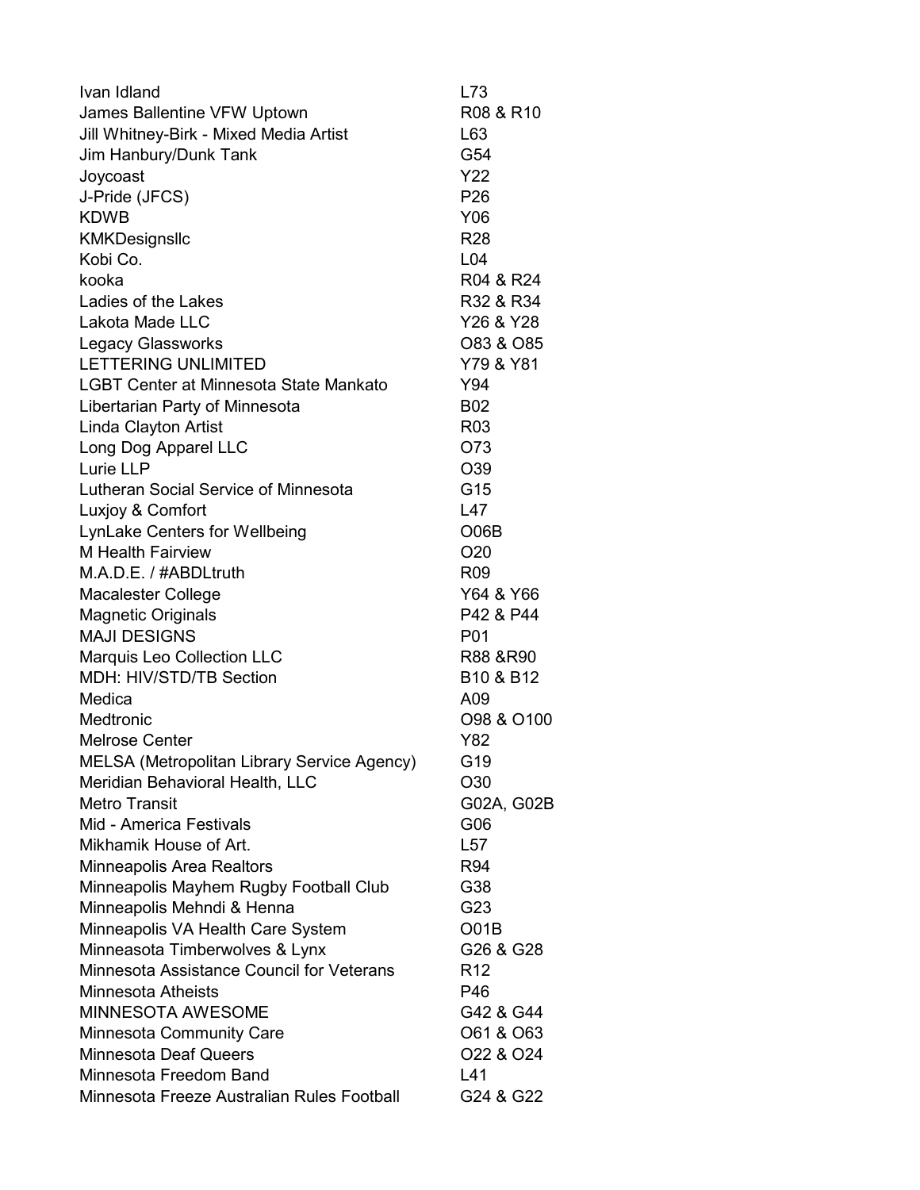| | |
|---|---|
| Ivan Idland | L73 |
| James Ballentine VFW Uptown | R08 & R10 |
| Jill Whitney-Birk - Mixed Media Artist | L63 |
| Jim Hanbury/Dunk Tank | G54 |
| Joycoast | Y22 |
| J-Pride (JFCS) | P26 |
| KDWB | Y06 |
| KMKDesignsllc | R28 |
| Kobi Co. | L04 |
| kooka | R04 & R24 |
| Ladies of the Lakes | R32 & R34 |
| Lakota Made LLC | Y26 & Y28 |
| Legacy Glassworks | O83 & O85 |
| LETTERING UNLIMITED | Y79 & Y81 |
| LGBT Center at Minnesota State Mankato | Y94 |
| Libertarian Party of Minnesota | B02 |
| Linda Clayton Artist | R03 |
| Long Dog Apparel LLC | O73 |
| Lurie LLP | O39 |
| Lutheran Social Service of Minnesota | G15 |
| Luxjoy & Comfort | L47 |
| LynLake Centers for Wellbeing | O06B |
| M Health Fairview | O20 |
| M.A.D.E. / #ABDLtruth | R09 |
| Macalester College | Y64 & Y66 |
| Magnetic Originals | P42 & P44 |
| MAJI DESIGNS | P01 |
| Marquis Leo Collection LLC | R88 &R90 |
| MDH: HIV/STD/TB Section | B10 & B12 |
| Medica | A09 |
| Medtronic | O98 & O100 |
| Melrose Center | Y82 |
| MELSA (Metropolitan Library Service Agency) | G19 |
| Meridian Behavioral Health, LLC | O30 |
| Metro Transit | G02A, G02B |
| Mid - America Festivals | G06 |
| Mikhamik House of Art. | L57 |
| Minneapolis Area Realtors | R94 |
| Minneapolis Mayhem Rugby Football Club | G38 |
| Minneapolis Mehndi & Henna | G23 |
| Minneapolis VA Health Care System | O01B |
| Minneasota Timberwolves & Lynx | G26 & G28 |
| Minnesota Assistance Council for Veterans | R12 |
| Minnesota Atheists | P46 |
| MINNESOTA AWESOME | G42 & G44 |
| Minnesota Community Care | O61 & O63 |
| Minnesota Deaf Queers | O22 & O24 |
| Minnesota Freedom Band | L41 |
| Minnesota Freeze Australian Rules Football | G24 & G22 |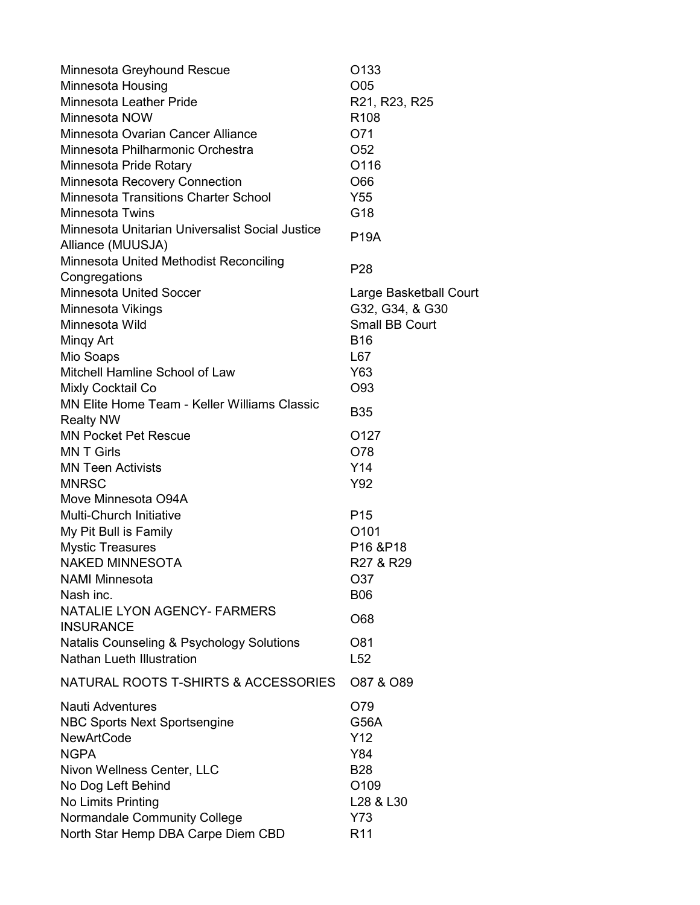| | |
|---|---|
| Minnesota Greyhound Rescue | O133 |
| Minnesota Housing | O05 |
| Minnesota Leather Pride | R21, R23, R25 |
| Minnesota NOW | R108 |
| Minnesota Ovarian Cancer Alliance | O71 |
| Minnesota Philharmonic Orchestra | O52 |
| Minnesota Pride Rotary | O116 |
| Minnesota Recovery Connection | O66 |
| Minnesota Transitions Charter School | Y55 |
| Minnesota Twins | G18 |
| Minnesota Unitarian Universalist Social Justice Alliance (MUUSJA) | P19A |
| Minnesota United Methodist Reconciling Congregations | P28 |
| Minnesota United Soccer | Large Basketball Court |
| Minnesota Vikings | G32, G34, & G30 |
| Minnesota Wild | Small BB Court |
| Minqy Art | B16 |
| Mio Soaps | L67 |
| Mitchell Hamline School of Law | Y63 |
| Mixly Cocktail Co | O93 |
| MN Elite Home Team - Keller Williams Classic Realty NW | B35 |
| MN Pocket Pet Rescue | O127 |
| MN T Girls | O78 |
| MN Teen Activists | Y14 |
| MNRSC | Y92 |
| Move Minnesota O94A | |
| Multi-Church Initiative | P15 |
| My Pit Bull is Family | O101 |
| Mystic Treasures | P16 &P18 |
| NAKED MINNESOTA | R27 & R29 |
| NAMI Minnesota | O37 |
| Nash inc. | B06 |
| NATALIE LYON AGENCY- FARMERS INSURANCE | O68 |
| Natalis Counseling & Psychology Solutions | O81 |
| Nathan Lueth Illustration | L52 |
| NATURAL ROOTS T-SHIRTS & ACCESSORIES | O87 & O89 |
| Nauti Adventures | O79 |
| NBC Sports Next Sportsengine | G56A |
| NewArtCode | Y12 |
| NGPA | Y84 |
| Nivon Wellness Center, LLC | B28 |
| No Dog Left Behind | O109 |
| No Limits Printing | L28 & L30 |
| Normandale Community College | Y73 |
| North Star Hemp DBA Carpe Diem CBD | R11 |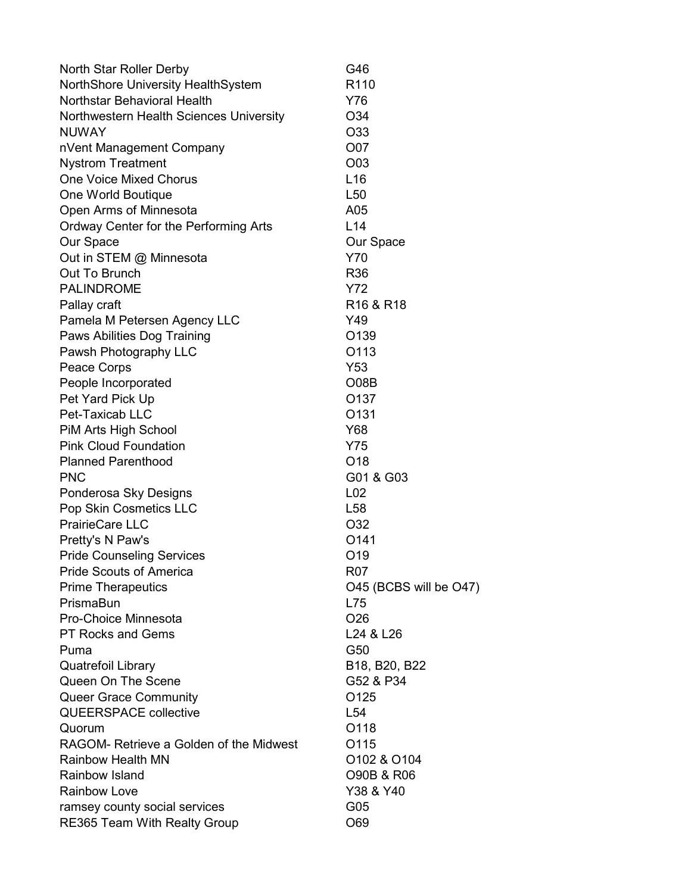| | |
|---|---|
| North Star Roller Derby | G46 |
| NorthShore University HealthSystem | R110 |
| Northstar Behavioral Health | Y76 |
| Northwestern Health Sciences University | O34 |
| NUWAY | O33 |
| nVent Management Company | O07 |
| Nystrom Treatment | O03 |
| One Voice Mixed Chorus | L16 |
| One World Boutique | L50 |
| Open Arms of Minnesota | A05 |
| Ordway Center for the Performing Arts | L14 |
| Our Space | Our Space |
| Out in STEM @ Minnesota | Y70 |
| Out To Brunch | R36 |
| PALINDROME | Y72 |
| Pallay craft | R16 & R18 |
| Pamela M Petersen Agency LLC | Y49 |
| Paws Abilities Dog Training | O139 |
| Pawsh Photography LLC | O113 |
| Peace Corps | Y53 |
| People Incorporated | O08B |
| Pet Yard Pick Up | O137 |
| Pet-Taxicab LLC | O131 |
| PiM Arts High School | Y68 |
| Pink Cloud Foundation | Y75 |
| Planned Parenthood | O18 |
| PNC | G01 & G03 |
| Ponderosa Sky Designs | L02 |
| Pop Skin Cosmetics LLC | L58 |
| PrairieCare LLC | O32 |
| Pretty's N Paw's | O141 |
| Pride Counseling Services | O19 |
| Pride Scouts of America | R07 |
| Prime Therapeutics | O45 (BCBS will be O47) |
| PrismaBun | L75 |
| Pro-Choice Minnesota | O26 |
| PT Rocks and Gems | L24 & L26 |
| Puma | G50 |
| Quatrefoil Library | B18, B20, B22 |
| Queen On The Scene | G52 & P34 |
| Queer Grace Community | O125 |
| QUEERSPACE collective | L54 |
| Quorum | O118 |
| RAGOM- Retrieve a Golden of the Midwest | O115 |
| Rainbow Health MN | O102 & O104 |
| Rainbow Island | O90B & R06 |
| Rainbow Love | Y38 & Y40 |
| ramsey county social services | G05 |
| RE365 Team With Realty Group | O69 |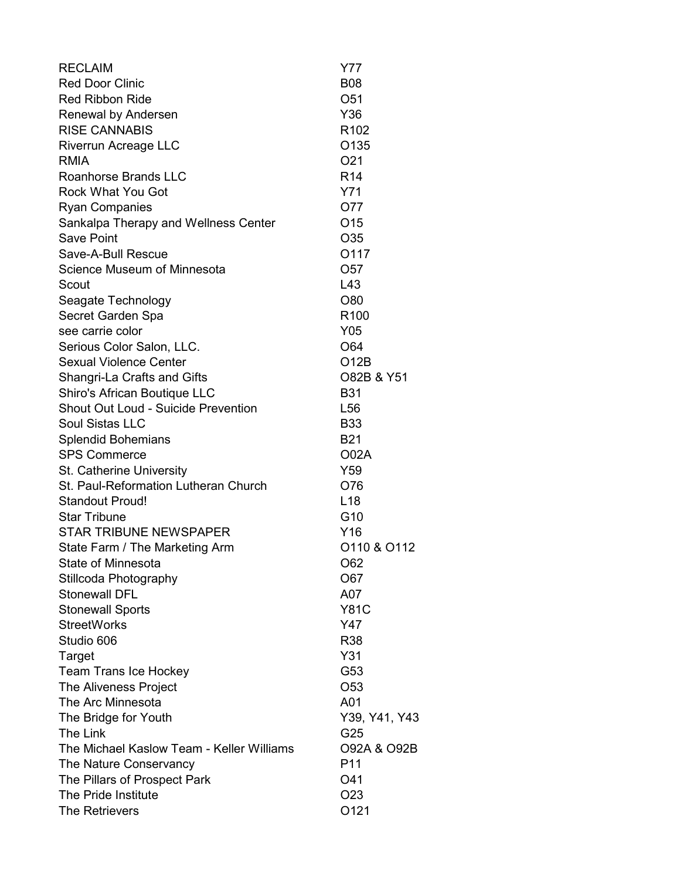| | |
|---|---|
| RECLAIM | Y77 |
| Red Door Clinic | B08 |
| Red Ribbon Ride | O51 |
| Renewal by Andersen | Y36 |
| RISE CANNABIS | R102 |
| Riverrun Acreage LLC | O135 |
| RMIA | O21 |
| Roanhorse Brands LLC | R14 |
| Rock What You Got | Y71 |
| Ryan Companies | O77 |
| Sankalpa Therapy and Wellness Center | O15 |
| Save Point | O35 |
| Save-A-Bull Rescue | O117 |
| Science Museum of Minnesota | O57 |
| Scout | L43 |
| Seagate Technology | O80 |
| Secret Garden Spa | R100 |
| see carrie color | Y05 |
| Serious Color Salon, LLC. | O64 |
| Sexual Violence Center | O12B |
| Shangri-La Crafts and Gifts | O82B & Y51 |
| Shiro's African Boutique LLC | B31 |
| Shout Out Loud - Suicide Prevention | L56 |
| Soul Sistas LLC | B33 |
| Splendid Bohemians | B21 |
| SPS Commerce | O02A |
| St. Catherine University | Y59 |
| St. Paul-Reformation Lutheran Church | O76 |
| Standout Proud! | L18 |
| Star Tribune | G10 |
| STAR TRIBUNE NEWSPAPER | Y16 |
| State Farm / The Marketing Arm | O110 & O112 |
| State of Minnesota | O62 |
| Stillcoda Photography | O67 |
| Stonewall DFL | A07 |
| Stonewall Sports | Y81C |
| StreetWorks | Y47 |
| Studio 606 | R38 |
| Target | Y31 |
| Team Trans Ice Hockey | G53 |
| The Aliveness Project | O53 |
| The Arc Minnesota | A01 |
| The Bridge for Youth | Y39, Y41, Y43 |
| The Link | G25 |
| The Michael Kaslow Team - Keller Williams | O92A & O92B |
| The Nature Conservancy | P11 |
| The Pillars of Prospect Park | O41 |
| The Pride Institute | O23 |
| The Retrievers | O121 |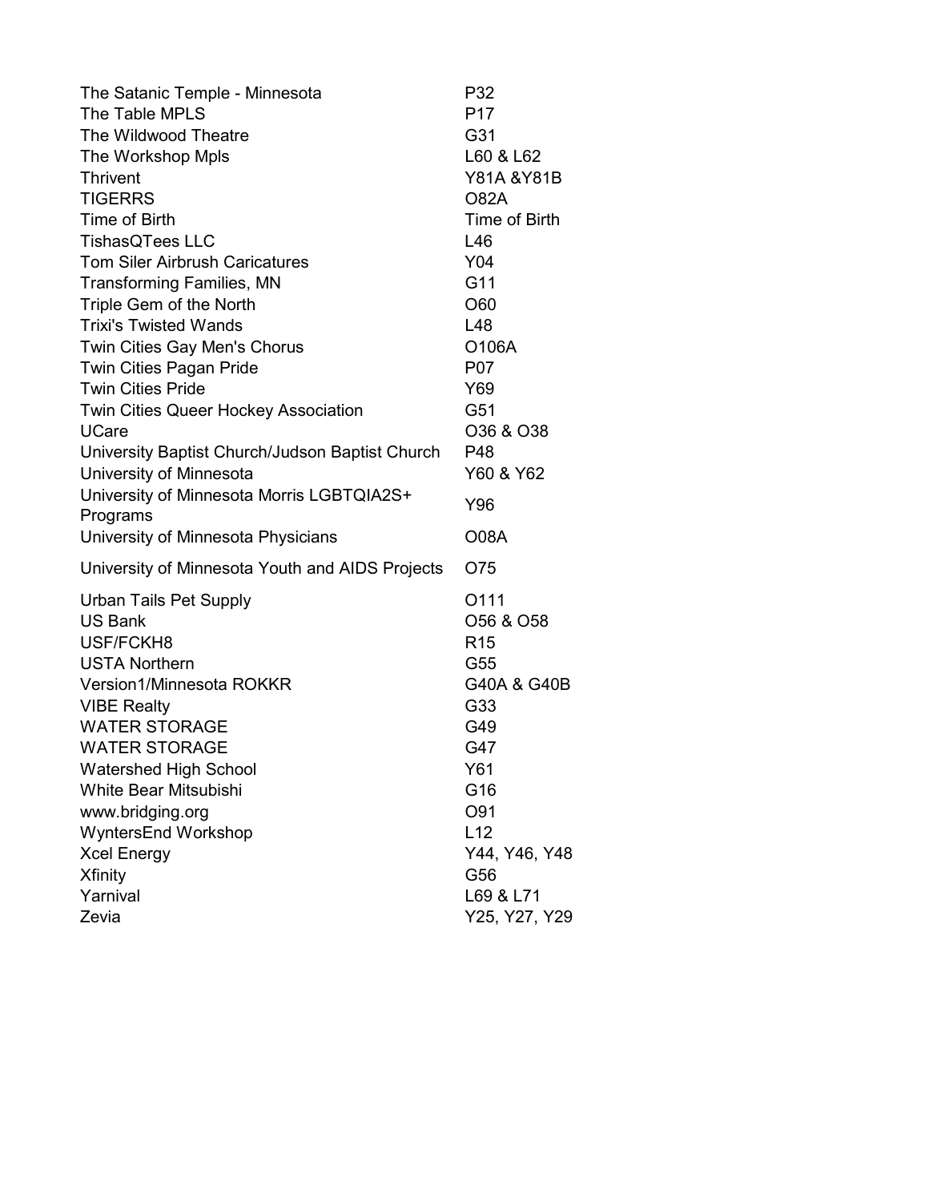| | |
|---|---|
| The Satanic Temple - Minnesota | P32 |
| The Table MPLS | P17 |
| The Wildwood Theatre | G31 |
| The Workshop Mpls | L60 & L62 |
| Thrivent | Y81A &Y81B |
| TIGERRS | O82A |
| Time of Birth | Time of Birth |
| TishasQTees LLC | L46 |
| Tom Siler Airbrush Caricatures | Y04 |
| Transforming Families, MN | G11 |
| Triple Gem of the North | O60 |
| Trixi's Twisted Wands | L48 |
| Twin Cities Gay Men's Chorus | O106A |
| Twin Cities Pagan Pride | P07 |
| Twin Cities Pride | Y69 |
| Twin Cities Queer Hockey Association | G51 |
| UCare | O36 & O38 |
| University Baptist Church/Judson Baptist Church | P48 |
| University of Minnesota | Y60 & Y62 |
| University of Minnesota Morris LGBTQIA2S+ Programs | Y96 |
| University of Minnesota Physicians | O08A |
| University of Minnesota Youth and AIDS Projects | O75 |
| Urban Tails Pet Supply | O111 |
| US Bank | O56 & O58 |
| USF/FCKH8 | R15 |
| USTA Northern | G55 |
| Version1/Minnesota ROKKR | G40A & G40B |
| VIBE Realty | G33 |
| WATER STORAGE | G49 |
| WATER STORAGE | G47 |
| Watershed High School | Y61 |
| White Bear Mitsubishi | G16 |
| www.bridging.org | O91 |
| WyntersEnd Workshop | L12 |
| Xcel Energy | Y44, Y46, Y48 |
| Xfinity | G56 |
| Yarnival | L69 & L71 |
| Zevia | Y25, Y27, Y29 |